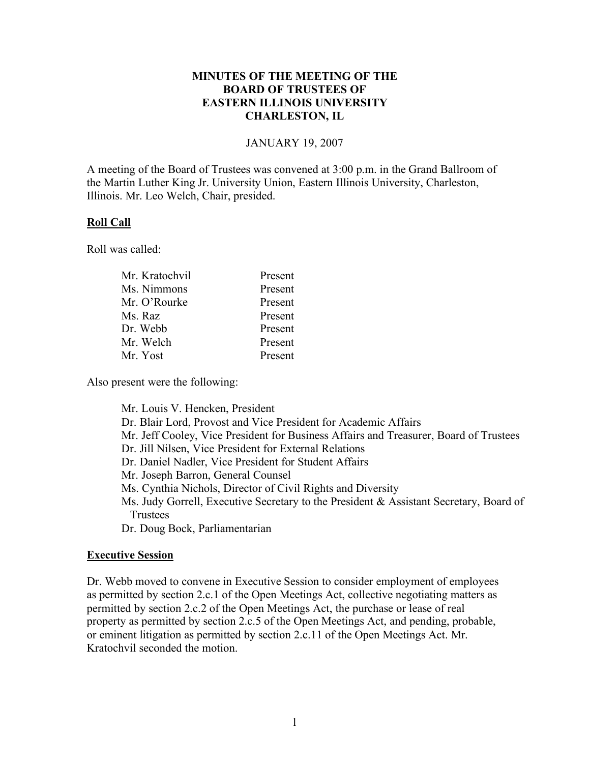# MINUTES OF THE MEETING OF THE BOARD OF TRUSTEES OF EASTERN ILLINOIS UNIVERSITY CHARLESTON, IL

JANUARY 19, 2007

A meeting of the Board of Trustees was convened at 3:00 p.m. in the Grand Ballroom of the Martin Luther King Jr. University Union, Eastern Illinois University, Charleston, Illinois. Mr. Leo Welch, Chair, presided.

## Roll Call

Roll was called:

| | |
|---|---|
| Mr. Kratochvil | Present |
| Ms. Nimmons | Present |
| Mr. O'Rourke | Present |
| Ms. Raz | Present |
| Dr. Webb | Present |
| Mr. Welch | Present |
| Mr. Yost | Present |

Also present were the following:

- Mr. Louis V. Hencken, President
- Dr. Blair Lord, Provost and Vice President for Academic Affairs
- Mr. Jeff Cooley, Vice President for Business Affairs and Treasurer, Board of Trustees
- Dr. Jill Nilsen, Vice President for External Relations
- Dr. Daniel Nadler, Vice President for Student Affairs
- Mr. Joseph Barron, General Counsel
- Ms. Cynthia Nichols, Director of Civil Rights and Diversity
- Ms. Judy Gorrell, Executive Secretary to the President & Assistant Secretary, Board of Trustees
- Dr. Doug Bock, Parliamentarian

## Executive Session

Dr. Webb moved to convene in Executive Session to consider employment of employees as permitted by section 2.c.1 of the Open Meetings Act, collective negotiating matters as permitted by section 2.c.2 of the Open Meetings Act, the purchase or lease of real property as permitted by section 2.c.5 of the Open Meetings Act, and pending, probable, or eminent litigation as permitted by section 2.c.11 of the Open Meetings Act. Mr. Kratochvil seconded the motion.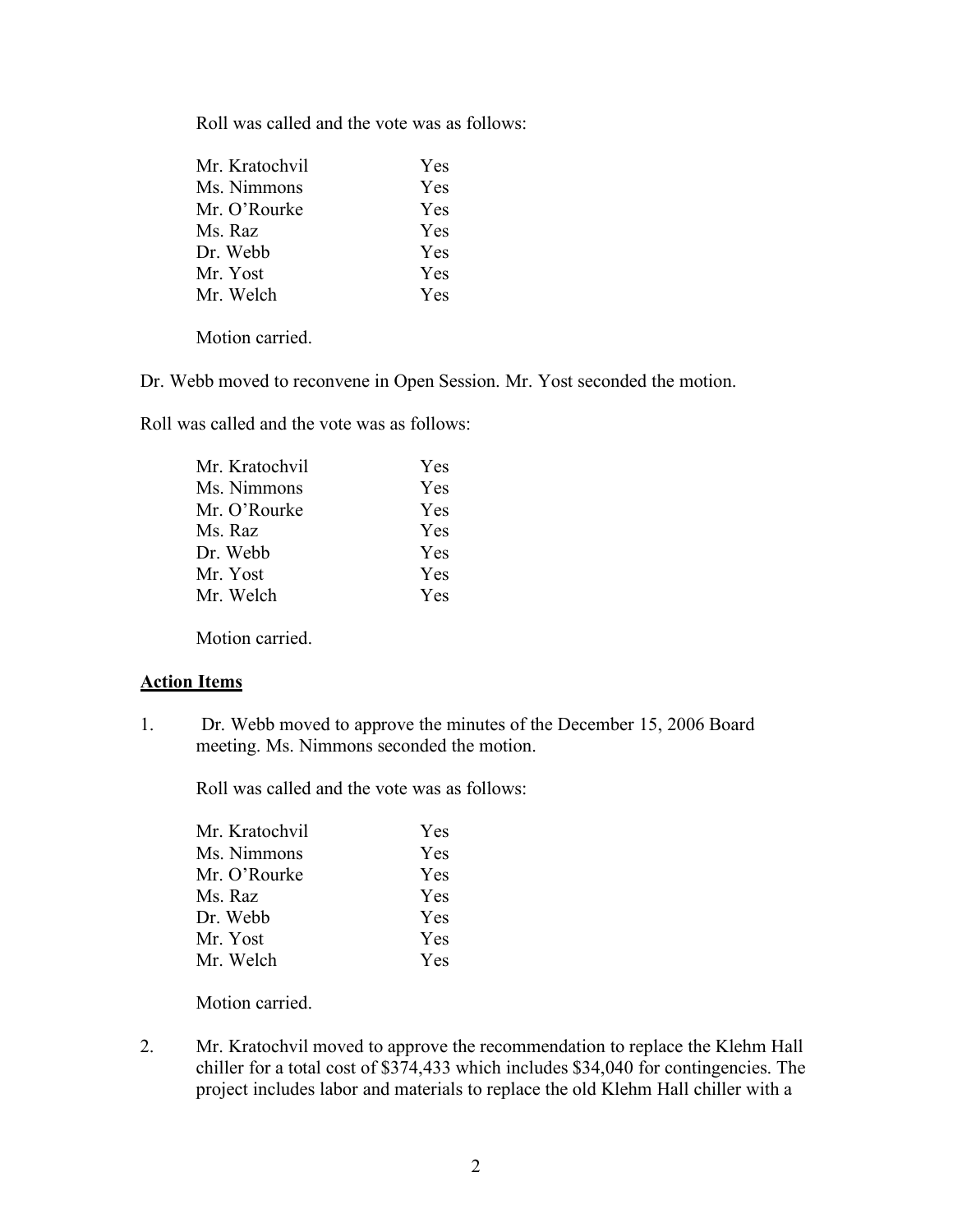Roll was called and the vote was as follows:

| | |
|---|---|
| Mr. Kratochvil | Yes |
| Ms. Nimmons | Yes |
| Mr. O'Rourke | Yes |
| Ms. Raz | Yes |
| Dr. Webb | Yes |
| Mr. Yost | Yes |
| Mr. Welch | Yes |

Motion carried.

Dr. Webb moved to reconvene in Open Session. Mr. Yost seconded the motion.

Roll was called and the vote was as follows:

| | |
|---|---|
| Mr. Kratochvil | Yes |
| Ms. Nimmons | Yes |
| Mr. O'Rourke | Yes |
| Ms. Raz | Yes |
| Dr. Webb | Yes |
| Mr. Yost | Yes |
| Mr. Welch | Yes |

Motion carried.

**Action Items**

1. Dr. Webb moved to approve the minutes of the December 15, 2006 Board meeting. Ms. Nimmons seconded the motion.

   Roll was called and the vote was as follows:

   | | |
   |---|---|
   | Mr. Kratochvil | Yes |
   | Ms. Nimmons | Yes |
   | Mr. O'Rourke | Yes |
   | Ms. Raz | Yes |
   | Dr. Webb | Yes |
   | Mr. Yost | Yes |
   | Mr. Welch | Yes |

   Motion carried.

2. Mr. Kratochvil moved to approve the recommendation to replace the Klehm Hall chiller for a total cost of $374,433 which includes $34,040 for contingencies. The project includes labor and materials to replace the old Klehm Hall chiller with a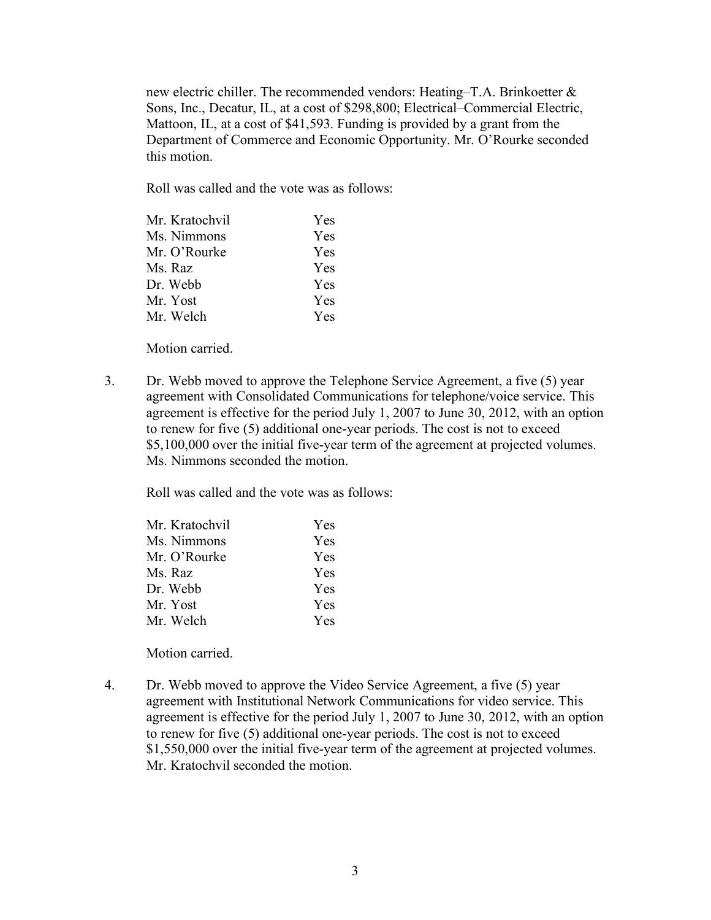new electric chiller. The recommended vendors: Heating–T.A. Brinkoetter & Sons, Inc., Decatur, IL, at a cost of $298,800; Electrical–Commercial Electric, Mattoon, IL, at a cost of $41,593. Funding is provided by a grant from the Department of Commerce and Economic Opportunity. Mr. O'Rourke seconded this motion.

Roll was called and the vote was as follows:

| | |
|---|---|
| Mr. Kratochvil | Yes |
| Ms. Nimmons | Yes |
| Mr. O'Rourke | Yes |
| Ms. Raz | Yes |
| Dr. Webb | Yes |
| Mr. Yost | Yes |
| Mr. Welch | Yes |

Motion carried.

3. Dr. Webb moved to approve the Telephone Service Agreement, a five (5) year agreement with Consolidated Communications for telephone/voice service. This agreement is effective for the period July 1, 2007 to June 30, 2012, with an option to renew for five (5) additional one-year periods. The cost is not to exceed $5,100,000 over the initial five-year term of the agreement at projected volumes. Ms. Nimmons seconded the motion.

   Roll was called and the vote was as follows:

| | |
|---|---|
| Mr. Kratochvil | Yes |
| Ms. Nimmons | Yes |
| Mr. O'Rourke | Yes |
| Ms. Raz | Yes |
| Dr. Webb | Yes |
| Mr. Yost | Yes |
| Mr. Welch | Yes |

   Motion carried.

4. Dr. Webb moved to approve the Video Service Agreement, a five (5) year agreement with Institutional Network Communications for video service. This agreement is effective for the period July 1, 2007 to June 30, 2012, with an option to renew for five (5) additional one-year periods. The cost is not to exceed $1,550,000 over the initial five-year term of the agreement at projected volumes. Mr. Kratochvil seconded the motion.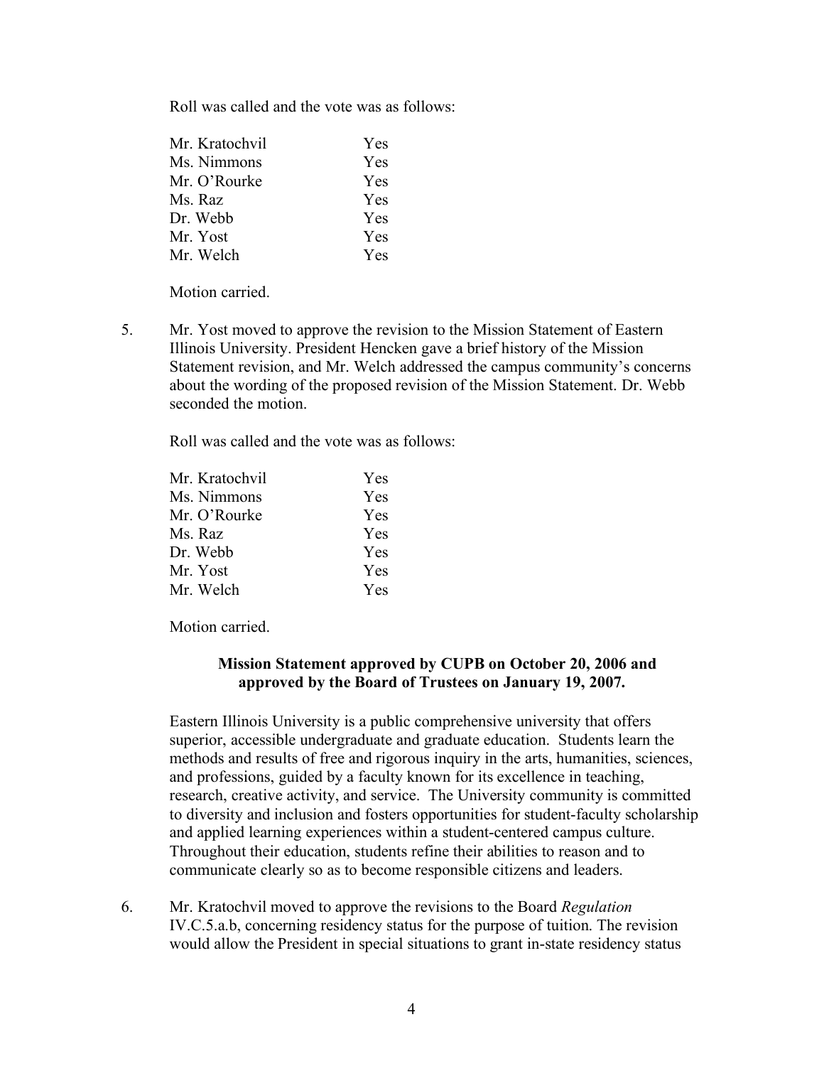Roll was called and the vote was as follows:

| | |
|---|---|
| Mr. Kratochvil | Yes |
| Ms. Nimmons | Yes |
| Mr. O'Rourke | Yes |
| Ms. Raz | Yes |
| Dr. Webb | Yes |
| Mr. Yost | Yes |
| Mr. Welch | Yes |

Motion carried.

5. Mr. Yost moved to approve the revision to the Mission Statement of Eastern Illinois University. President Hencken gave a brief history of the Mission Statement revision, and Mr. Welch addressed the campus community's concerns about the wording of the proposed revision of the Mission Statement. Dr. Webb seconded the motion.

   Roll was called and the vote was as follows:

| | |
|---|---|
| Mr. Kratochvil | Yes |
| Ms. Nimmons | Yes |
| Mr. O'Rourke | Yes |
| Ms. Raz | Yes |
| Dr. Webb | Yes |
| Mr. Yost | Yes |
| Mr. Welch | Yes |

   Motion carried.

   **Mission Statement approved by CUPB on October 20, 2006 and approved by the Board of Trustees on January 19, 2007.**

   Eastern Illinois University is a public comprehensive university that offers superior, accessible undergraduate and graduate education. Students learn the methods and results of free and rigorous inquiry in the arts, humanities, sciences, and professions, guided by a faculty known for its excellence in teaching, research, creative activity, and service. The University community is committed to diversity and inclusion and fosters opportunities for student-faculty scholarship and applied learning experiences within a student-centered campus culture. Throughout their education, students refine their abilities to reason and to communicate clearly so as to become responsible citizens and leaders.

6. Mr. Kratochvil moved to approve the revisions to the Board *Regulation* IV.C.5.a.b, concerning residency status for the purpose of tuition. The revision would allow the President in special situations to grant in-state residency status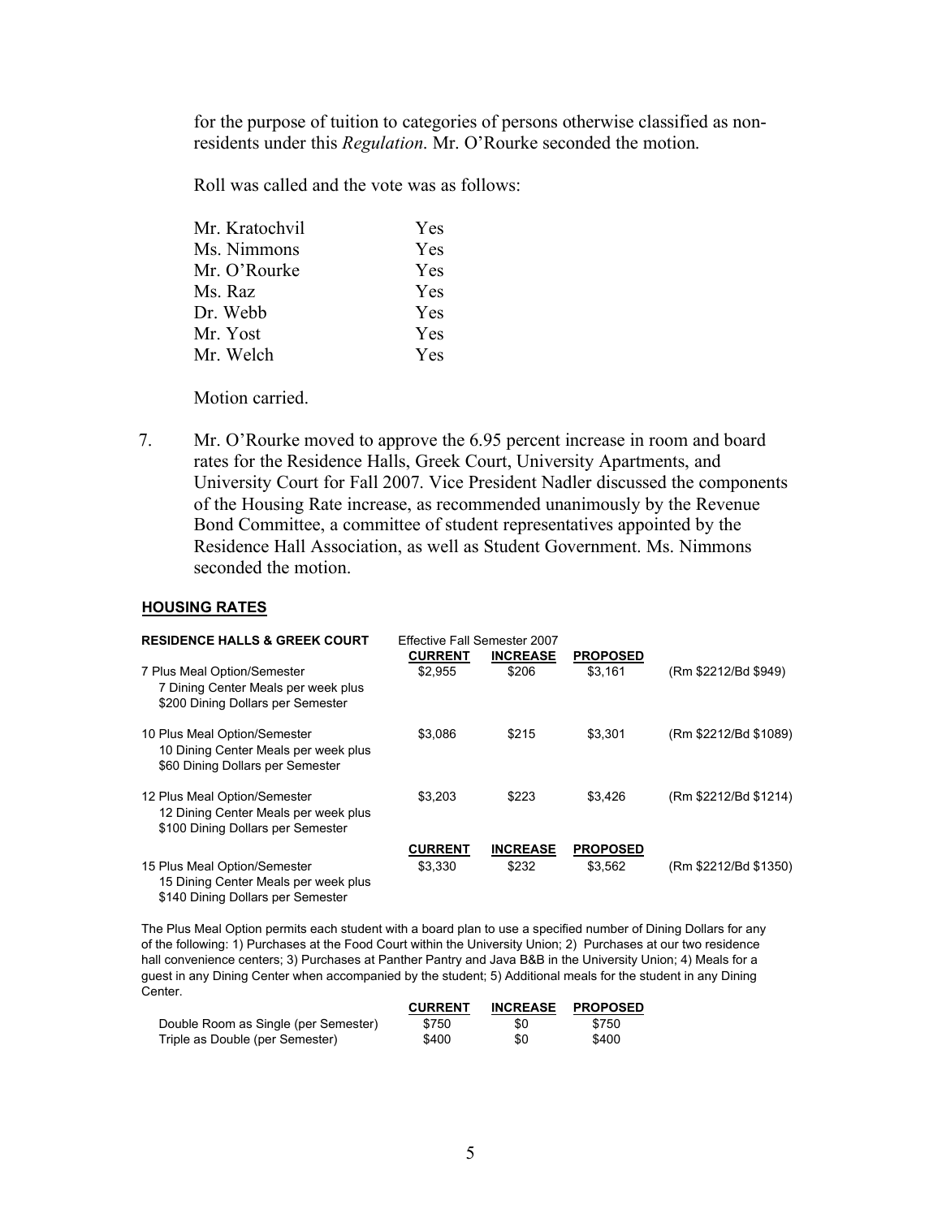for the purpose of tuition to categories of persons otherwise classified as non-residents under this *Regulation*. Mr. O'Rourke seconded the motion.

Roll was called and the vote was as follows:

| | |
|---|---|
| Mr. Kratochvil | Yes |
| Ms. Nimmons | Yes |
| Mr. O'Rourke | Yes |
| Ms. Raz | Yes |
| Dr. Webb | Yes |
| Mr. Yost | Yes |
| Mr. Welch | Yes |

Motion carried.

7. Mr. O'Rourke moved to approve the 6.95 percent increase in room and board rates for the Residence Halls, Greek Court, University Apartments, and University Court for Fall 2007. Vice President Nadler discussed the components of the Housing Rate increase, as recommended unanimously by the Revenue Bond Committee, a committee of student representatives appointed by the Residence Hall Association, as well as Student Government. Ms. Nimmons seconded the motion.

**HOUSING RATES**

| **RESIDENCE HALLS & GREEK COURT** | Effective Fall Semester 2007 | | | |
|---|---|---|---|---|
| | **CURRENT** | **INCREASE** | **PROPOSED** | |
| 7 Plus Meal Option/Semester<br>7 Dining Center Meals per week plus<br>$200 Dining Dollars per Semester | $2,955 | $206 | $3,161 | (Rm $2212/Bd $949) |
| 10 Plus Meal Option/Semester<br>10 Dining Center Meals per week plus<br>$60 Dining Dollars per Semester | $3,086 | $215 | $3,301 | (Rm $2212/Bd $1089) |
| 12 Plus Meal Option/Semester<br>12 Dining Center Meals per week plus<br>$100 Dining Dollars per Semester | $3,203 | $223 | $3,426 | (Rm $2212/Bd $1214) |
| | **CURRENT** | **INCREASE** | **PROPOSED** | |
| 15 Plus Meal Option/Semester<br>15 Dining Center Meals per week plus<br>$140 Dining Dollars per Semester | $3,330 | $232 | $3,562 | (Rm $2212/Bd $1350) |

The Plus Meal Option permits each student with a board plan to use a specified number of Dining Dollars for any of the following: 1) Purchases at the Food Court within the University Union; 2) Purchases at our two residence hall convenience centers; 3) Purchases at Panther Pantry and Java B&B in the University Union; 4) Meals for a guest in any Dining Center when accompanied by the student; 5) Additional meals for the student in any Dining Center.

| | **CURRENT** | **INCREASE** | **PROPOSED** |
|---|---|---|---|
| Double Room as Single (per Semester) | $750 | $0 | $750 |
| Triple as Double (per Semester) | $400 | $0 | $400 |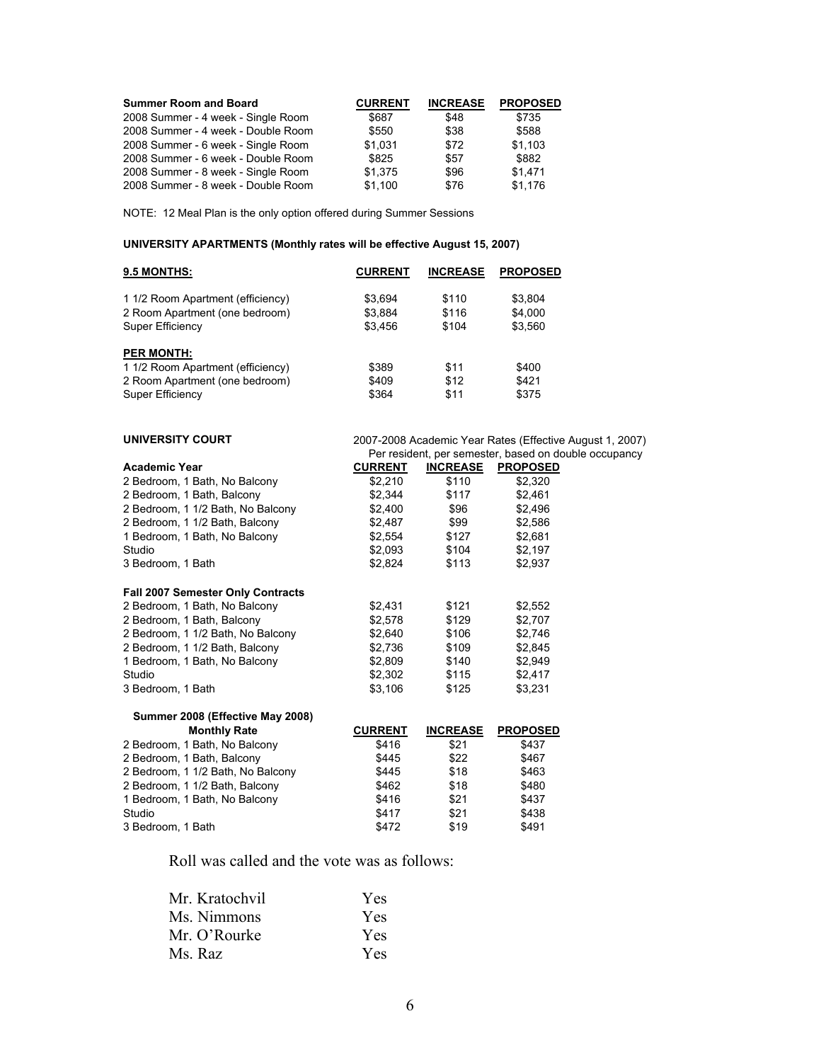| Summer Room and Board | CURRENT | INCREASE | PROPOSED |
|---|---|---|---|
| 2008 Summer - 4 week - Single Room | $687 | $48 | $735 |
| 2008 Summer - 4 week - Double Room | $550 | $38 | $588 |
| 2008 Summer - 6 week - Single Room | $1,031 | $72 | $1,103 |
| 2008 Summer - 6 week - Double Room | $825 | $57 | $882 |
| 2008 Summer - 8 week - Single Room | $1,375 | $96 | $1,471 |
| 2008 Summer - 8 week - Double Room | $1,100 | $76 | $1,176 |

NOTE: 12 Meal Plan is the only option offered during Summer Sessions

**UNIVERSITY APARTMENTS (Monthly rates will be effective August 15, 2007)**

| 9.5 MONTHS: | CURRENT | INCREASE | PROPOSED |
|---|---|---|---|
| 1 1/2 Room Apartment (efficiency) | $3,694 | $110 | $3,804 |
| 2 Room Apartment (one bedroom) | $3,884 | $116 | $4,000 |
| Super Efficiency | $3,456 | $104 | $3,560 |
| **PER MONTH:** | | | |
| 1 1/2 Room Apartment (efficiency) | $389 | $11 | $400 |
| 2 Room Apartment (one bedroom) | $409 | $12 | $421 |
| Super Efficiency | $364 | $11 | $375 |

**UNIVERSITY COURT** 2007-2008 Academic Year Rates (Effective August 1, 2007)
Per resident, per semester, based on double occupancy

| Academic Year | CURRENT | INCREASE | PROPOSED |
|---|---|---|---|
| 2 Bedroom, 1 Bath, No Balcony | $2,210 | $110 | $2,320 |
| 2 Bedroom, 1 Bath, Balcony | $2,344 | $117 | $2,461 |
| 2 Bedroom, 1 1/2 Bath, No Balcony | $2,400 | $96 | $2,496 |
| 2 Bedroom, 1 1/2 Bath, Balcony | $2,487 | $99 | $2,586 |
| 1 Bedroom, 1 Bath, No Balcony | $2,554 | $127 | $2,681 |
| Studio | $2,093 | $104 | $2,197 |
| 3 Bedroom, 1 Bath | $2,824 | $113 | $2,937 |
| **Fall 2007 Semester Only Contracts** | | | |
| 2 Bedroom, 1 Bath, No Balcony | $2,431 | $121 | $2,552 |
| 2 Bedroom, 1 Bath, Balcony | $2,578 | $129 | $2,707 |
| 2 Bedroom, 1 1/2 Bath, No Balcony | $2,640 | $106 | $2,746 |
| 2 Bedroom, 1 1/2 Bath, Balcony | $2,736 | $109 | $2,845 |
| 1 Bedroom, 1 Bath, No Balcony | $2,809 | $140 | $2,949 |
| Studio | $2,302 | $115 | $2,417 |
| 3 Bedroom, 1 Bath | $3,106 | $125 | $3,231 |

| Summer 2008 (Effective May 2008) Monthly Rate | CURRENT | INCREASE | PROPOSED |
|---|---|---|---|
| 2 Bedroom, 1 Bath, No Balcony | $416 | $21 | $437 |
| 2 Bedroom, 1 Bath, Balcony | $445 | $22 | $467 |
| 2 Bedroom, 1 1/2 Bath, No Balcony | $445 | $18 | $463 |
| 2 Bedroom, 1 1/2 Bath, Balcony | $462 | $18 | $480 |
| 1 Bedroom, 1 Bath, No Balcony | $416 | $21 | $437 |
| Studio | $417 | $21 | $438 |
| 3 Bedroom, 1 Bath | $472 | $19 | $491 |

Roll was called and the vote was as follows:

| | |
|---|---|
| Mr. Kratochvil | Yes |
| Ms. Nimmons | Yes |
| Mr. O'Rourke | Yes |
| Ms. Raz | Yes |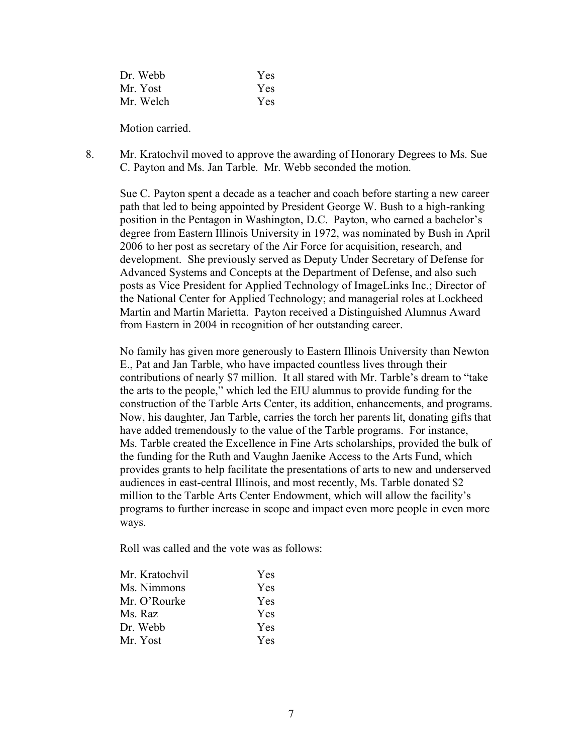| | |
|---|---|
| Dr. Webb | Yes |
| Mr. Yost | Yes |
| Mr. Welch | Yes |

Motion carried.

8. Mr. Kratochvil moved to approve the awarding of Honorary Degrees to Ms. Sue C. Payton and Ms. Jan Tarble. Mr. Webb seconded the motion.

   Sue C. Payton spent a decade as a teacher and coach before starting a new career path that led to being appointed by President George W. Bush to a high-ranking position in the Pentagon in Washington, D.C. Payton, who earned a bachelor's degree from Eastern Illinois University in 1972, was nominated by Bush in April 2006 to her post as secretary of the Air Force for acquisition, research, and development. She previously served as Deputy Under Secretary of Defense for Advanced Systems and Concepts at the Department of Defense, and also such posts as Vice President for Applied Technology of ImageLinks Inc.; Director of the National Center for Applied Technology; and managerial roles at Lockheed Martin and Martin Marietta. Payton received a Distinguished Alumnus Award from Eastern in 2004 in recognition of her outstanding career.

   No family has given more generously to Eastern Illinois University than Newton E., Pat and Jan Tarble, who have impacted countless lives through their contributions of nearly $7 million. It all stared with Mr. Tarble's dream to "take the arts to the people," which led the EIU alumnus to provide funding for the construction of the Tarble Arts Center, its addition, enhancements, and programs. Now, his daughter, Jan Tarble, carries the torch her parents lit, donating gifts that have added tremendously to the value of the Tarble programs. For instance, Ms. Tarble created the Excellence in Fine Arts scholarships, provided the bulk of the funding for the Ruth and Vaughn Jaenike Access to the Arts Fund, which provides grants to help facilitate the presentations of arts to new and underserved audiences in east-central Illinois, and most recently, Ms. Tarble donated $2 million to the Tarble Arts Center Endowment, which will allow the facility's programs to further increase in scope and impact even more people in even more ways.

   Roll was called and the vote was as follows:

| | |
|---|---|
| Mr. Kratochvil | Yes |
| Ms. Nimmons | Yes |
| Mr. O'Rourke | Yes |
| Ms. Raz | Yes |
| Dr. Webb | Yes |
| Mr. Yost | Yes |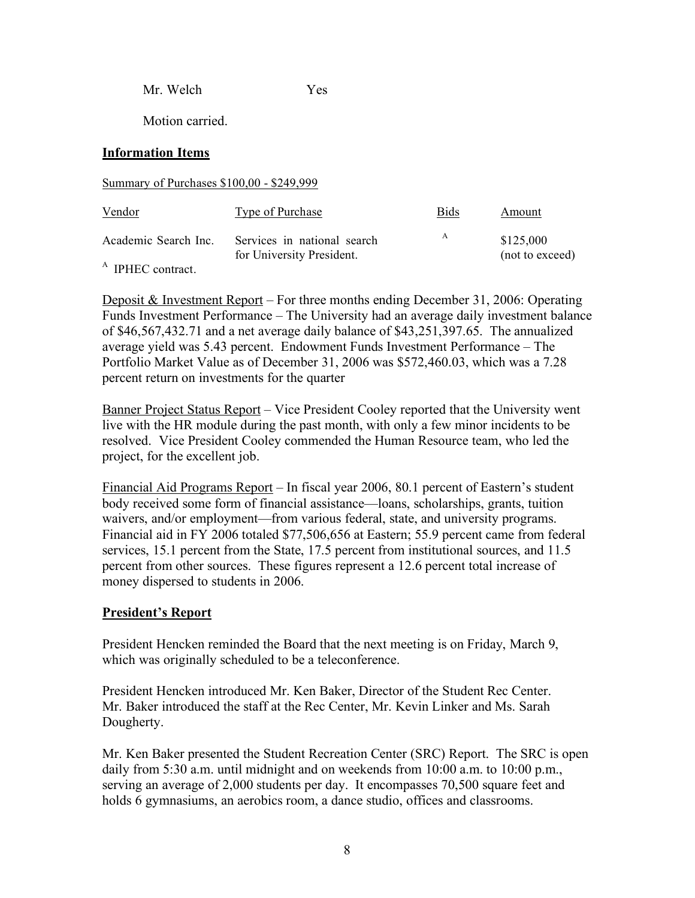Mr. Welch Yes

Motion carried.

**Information Items**

Summary of Purchases $100,00 - $249,999

| Vendor | Type of Purchase | Bids | Amount |
|---|---|---|---|
| Academic Search Inc. | Services in national search for University President. | A | $125,000 (not to exceed) |

[A] IPHEC contract.

Deposit & Investment Report – For three months ending December 31, 2006: Operating Funds Investment Performance – The University had an average daily investment balance of $46,567,432.71 and a net average daily balance of $43,251,397.65. The annualized average yield was 5.43 percent. Endowment Funds Investment Performance – The Portfolio Market Value as of December 31, 2006 was $572,460.03, which was a 7.28 percent return on investments for the quarter

Banner Project Status Report – Vice President Cooley reported that the University went live with the HR module during the past month, with only a few minor incidents to be resolved. Vice President Cooley commended the Human Resource team, who led the project, for the excellent job.

Financial Aid Programs Report – In fiscal year 2006, 80.1 percent of Eastern's student body received some form of financial assistance—loans, scholarships, grants, tuition waivers, and/or employment—from various federal, state, and university programs. Financial aid in FY 2006 totaled $77,506,656 at Eastern; 55.9 percent came from federal services, 15.1 percent from the State, 17.5 percent from institutional sources, and 11.5 percent from other sources. These figures represent a 12.6 percent total increase of money dispersed to students in 2006.

**President's Report**

President Hencken reminded the Board that the next meeting is on Friday, March 9, which was originally scheduled to be a teleconference.

President Hencken introduced Mr. Ken Baker, Director of the Student Rec Center. Mr. Baker introduced the staff at the Rec Center, Mr. Kevin Linker and Ms. Sarah Dougherty.

Mr. Ken Baker presented the Student Recreation Center (SRC) Report. The SRC is open daily from 5:30 a.m. until midnight and on weekends from 10:00 a.m. to 10:00 p.m., serving an average of 2,000 students per day. It encompasses 70,500 square feet and holds 6 gymnasiums, an aerobics room, a dance studio, offices and classrooms.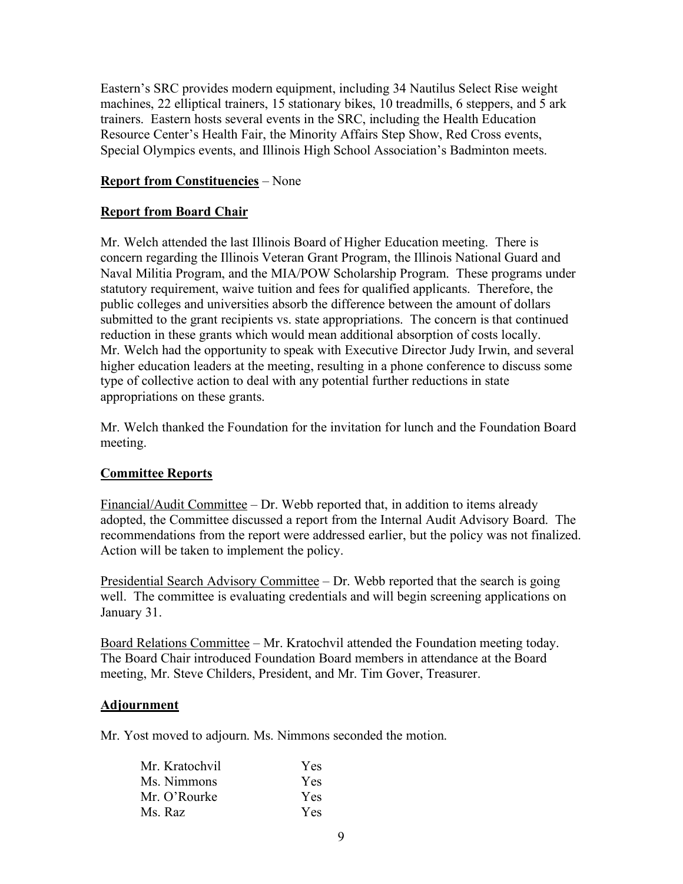Eastern's SRC provides modern equipment, including 34 Nautilus Select Rise weight machines, 22 elliptical trainers, 15 stationary bikes, 10 treadmills, 6 steppers, and 5 ark trainers. Eastern hosts several events in the SRC, including the Health Education Resource Center's Health Fair, the Minority Affairs Step Show, Red Cross events, Special Olympics events, and Illinois High School Association's Badminton meets.

**Report from Constituencies** – None

**Report from Board Chair**

Mr. Welch attended the last Illinois Board of Higher Education meeting. There is concern regarding the Illinois Veteran Grant Program, the Illinois National Guard and Naval Militia Program, and the MIA/POW Scholarship Program. These programs under statutory requirement, waive tuition and fees for qualified applicants. Therefore, the public colleges and universities absorb the difference between the amount of dollars submitted to the grant recipients vs. state appropriations. The concern is that continued reduction in these grants which would mean additional absorption of costs locally. Mr. Welch had the opportunity to speak with Executive Director Judy Irwin, and several higher education leaders at the meeting, resulting in a phone conference to discuss some type of collective action to deal with any potential further reductions in state appropriations on these grants.

Mr. Welch thanked the Foundation for the invitation for lunch and the Foundation Board meeting.

**Committee Reports**

Financial/Audit Committee – Dr. Webb reported that, in addition to items already adopted, the Committee discussed a report from the Internal Audit Advisory Board. The recommendations from the report were addressed earlier, but the policy was not finalized. Action will be taken to implement the policy.

Presidential Search Advisory Committee – Dr. Webb reported that the search is going well. The committee is evaluating credentials and will begin screening applications on January 31.

Board Relations Committee – Mr. Kratochvil attended the Foundation meeting today. The Board Chair introduced Foundation Board members in attendance at the Board meeting, Mr. Steve Childers, President, and Mr. Tim Gover, Treasurer.

**Adjournment**

Mr. Yost moved to adjourn. Ms. Nimmons seconded the motion.

| | |
|---|---|
| Mr. Kratochvil | Yes |
| Ms. Nimmons | Yes |
| Mr. O'Rourke | Yes |
| Ms. Raz | Yes |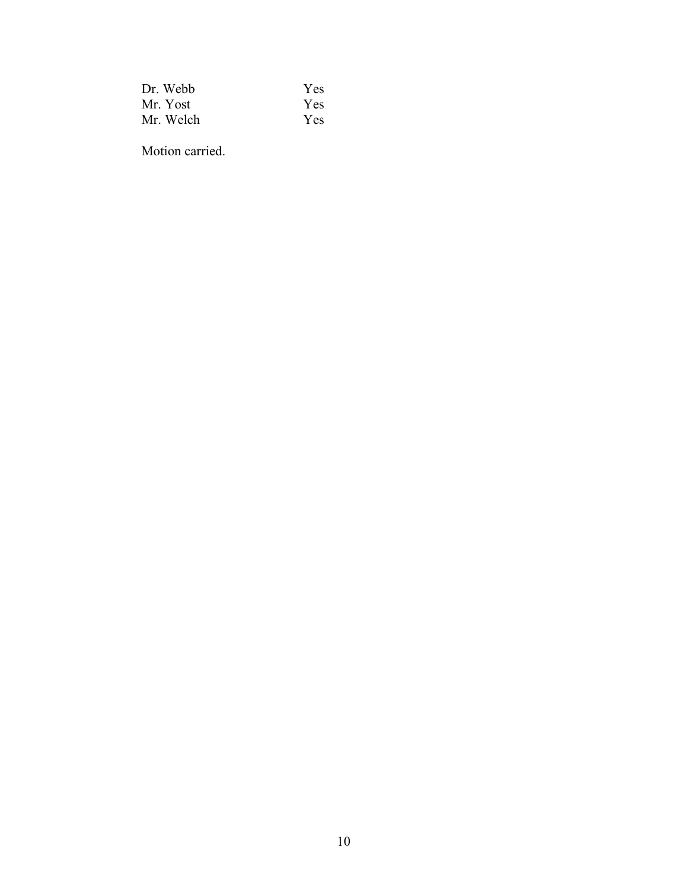| | |
|---|---|
| Dr. Webb | Yes |
| Mr. Yost | Yes |
| Mr. Welch | Yes |

Motion carried.